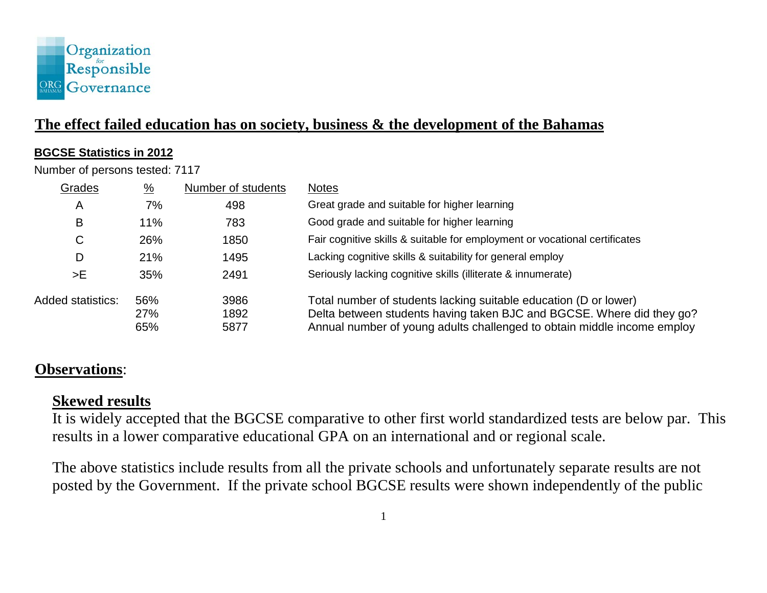Organization for Responsible Governance

ORG BAHAMAS

# The effect failed education has on society, business & the development of the Bahamas

## BGCSE Statistics in 2012

Number of persons tested: 7117

| Grades | % | Number of students | Notes |
|---|---|---|---|
| A | 7% | 498 | Great grade and suitable for higher learning |
| B | 11% | 783 | Good grade and suitable for higher learning |
| C | 26% | 1850 | Fair cognitive skills & suitable for employment or vocational certificates |
| D | 21% | 1495 | Lacking cognitive skills & suitability for general employ |
| >E | 35% | 2491 | Seriously lacking cognitive skills (illiterate & innumerate) |
| Added statistics: | 56% | 3986 | Total number of students lacking suitable education (D or lower) |
| | 27% | 1892 | Delta between students having taken BJC and BGCSE. Where did they go? |
| | 65% | 5877 | Annual number of young adults challenged to obtain middle income employ |

## Observations:

### Skewed results

It is widely accepted that the BGCSE comparative to other first world standardized tests are below par. This results in a lower comparative educational GPA on an international and or regional scale.

The above statistics include results from all the private schools and unfortunately separate results are not posted by the Government. If the private school BGCSE results were shown independently of the public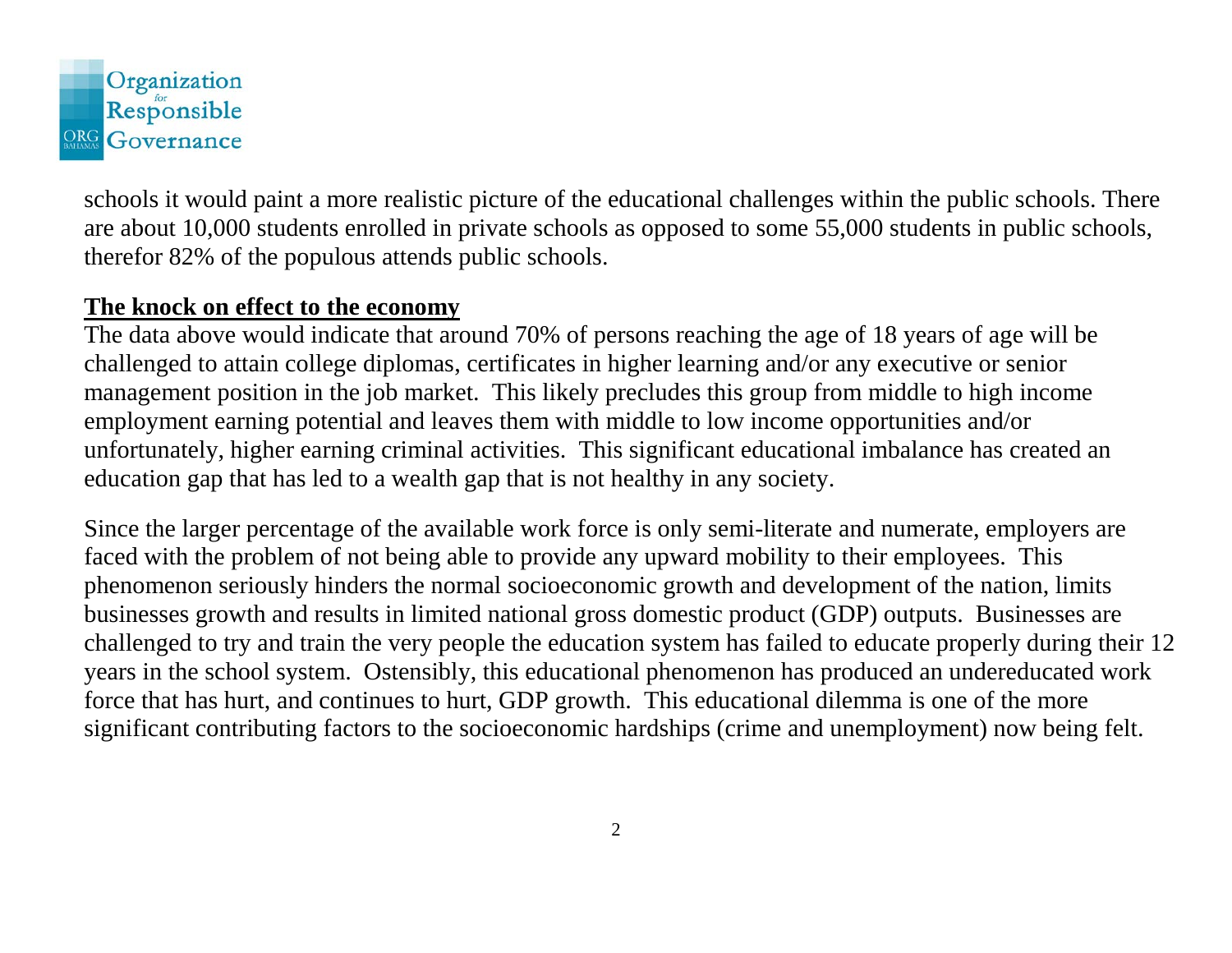schools it would paint a more realistic picture of the educational challenges within the public schools. There are about 10,000 students enrolled in private schools as opposed to some 55,000 students in public schools, therefor 82% of the populous attends public schools.

**The knock on effect to the economy**

The data above would indicate that around 70% of persons reaching the age of 18 years of age will be challenged to attain college diplomas, certificates in higher learning and/or any executive or senior management position in the job market. This likely precludes this group from middle to high income employment earning potential and leaves them with middle to low income opportunities and/or unfortunately, higher earning criminal activities. This significant educational imbalance has created an education gap that has led to a wealth gap that is not healthy in any society.

Since the larger percentage of the available work force is only semi-literate and numerate, employers are faced with the problem of not being able to provide any upward mobility to their employees. This phenomenon seriously hinders the normal socioeconomic growth and development of the nation, limits businesses growth and results in limited national gross domestic product (GDP) outputs. Businesses are challenged to try and train the very people the education system has failed to educate properly during their 12 years in the school system. Ostensibly, this educational phenomenon has produced an undereducated work force that has hurt, and continues to hurt, GDP growth. This educational dilemma is one of the more significant contributing factors to the socioeconomic hardships (crime and unemployment) now being felt.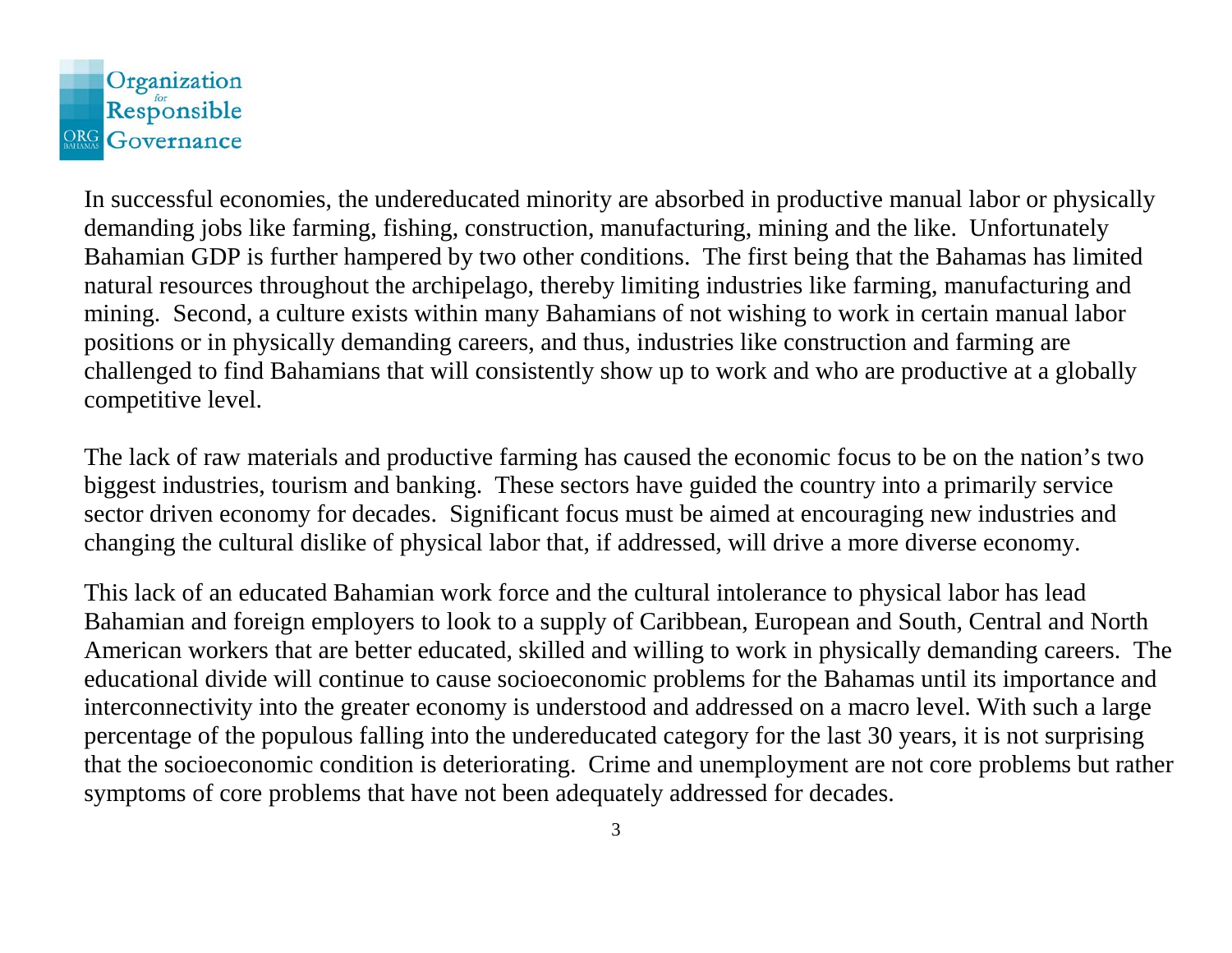In successful economies, the undereducated minority are absorbed in productive manual labor or physically demanding jobs like farming, fishing, construction, manufacturing, mining and the like. Unfortunately Bahamian GDP is further hampered by two other conditions. The first being that the Bahamas has limited natural resources throughout the archipelago, thereby limiting industries like farming, manufacturing and mining. Second, a culture exists within many Bahamians of not wishing to work in certain manual labor positions or in physically demanding careers, and thus, industries like construction and farming are challenged to find Bahamians that will consistently show up to work and who are productive at a globally competitive level.

The lack of raw materials and productive farming has caused the economic focus to be on the nation's two biggest industries, tourism and banking. These sectors have guided the country into a primarily service sector driven economy for decades. Significant focus must be aimed at encouraging new industries and changing the cultural dislike of physical labor that, if addressed, will drive a more diverse economy.

This lack of an educated Bahamian work force and the cultural intolerance to physical labor has lead Bahamian and foreign employers to look to a supply of Caribbean, European and South, Central and North American workers that are better educated, skilled and willing to work in physically demanding careers. The educational divide will continue to cause socioeconomic problems for the Bahamas until its importance and interconnectivity into the greater economy is understood and addressed on a macro level. With such a large percentage of the populous falling into the undereducated category for the last 30 years, it is not surprising that the socioeconomic condition is deteriorating. Crime and unemployment are not core problems but rather symptoms of core problems that have not been adequately addressed for decades.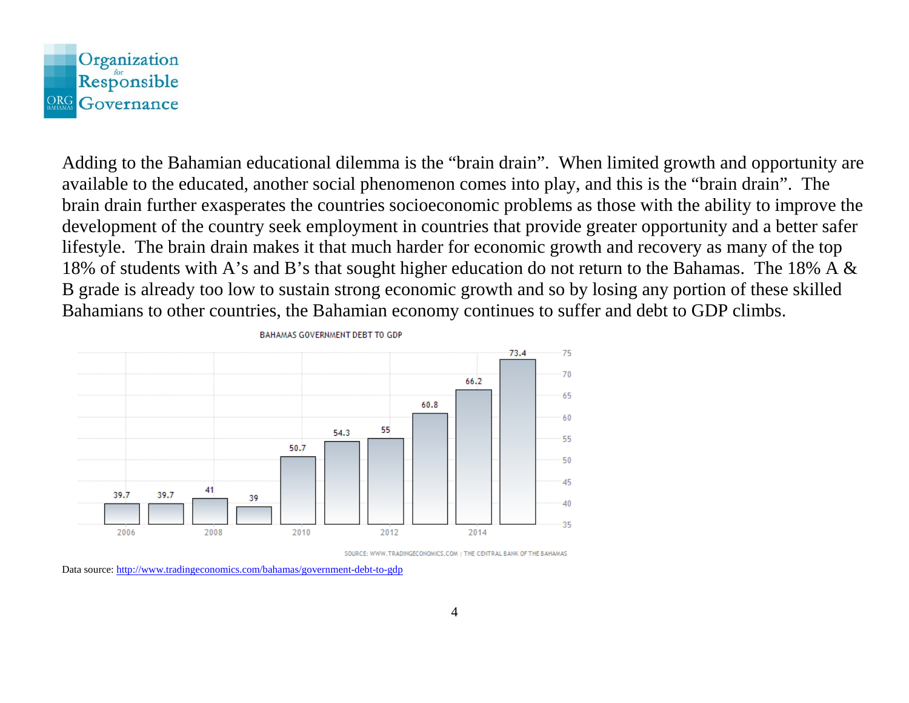Adding to the Bahamian educational dilemma is the "brain drain". When limited growth and opportunity are available to the educated, another social phenomenon comes into play, and this is the "brain drain". The brain drain further exasperates the countries socioeconomic problems as those with the ability to improve the development of the country seek employment in countries that provide greater opportunity and a better safer lifestyle. The brain drain makes it that much harder for economic growth and recovery as many of the top 18% of students with A's and B's that sought higher education do not return to the Bahamas. The 18% A & B grade is already too low to sustain strong economic growth and so by losing any portion of these skilled Bahamians to other countries, the Bahamian economy continues to suffer and debt to GDP climbs.

BAHAMAS GOVERNMENT DEBT TO GDP

SOURCE: WWW.TRADINGECONOMICS.COM | THE CENTRAL BANK OF THE BAHAMAS

Data source: http://www.tradingeconomics.com/bahamas/government-debt-to-gdp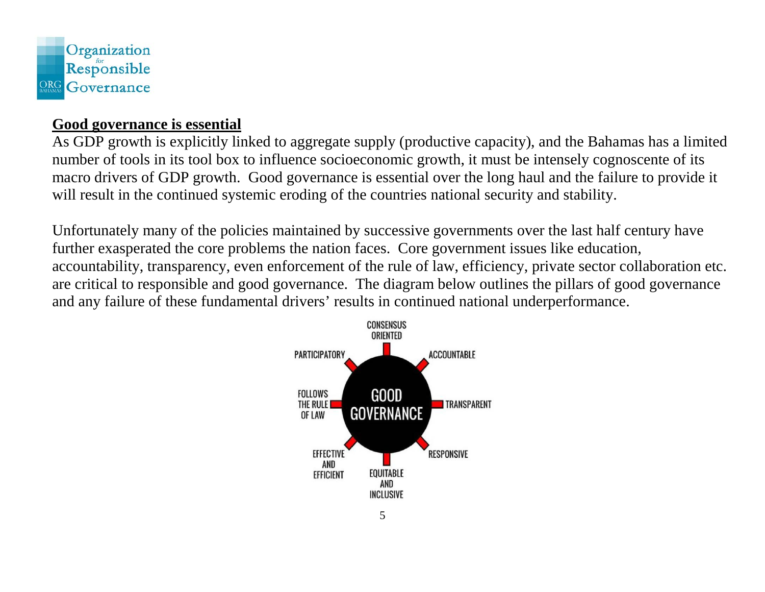## Good governance is essential

As GDP growth is explicitly linked to aggregate supply (productive capacity), and the Bahamas has a limited number of tools in its tool box to influence socioeconomic growth, it must be intensely cognoscente of its macro drivers of GDP growth. Good governance is essential over the long haul and the failure to provide it will result in the continued systemic eroding of the countries national security and stability.

Unfortunately many of the policies maintained by successive governments over the last half century have further exasperated the core problems the nation faces. Core government issues like education, accountability, transparency, even enforcement of the rule of law, efficiency, private sector collaboration etc. are critical to responsible and good governance. The diagram below outlines the pillars of good governance and any failure of these fundamental drivers' results in continued national underperformance.

GOOD GOVERNANCE

- CONSENSUS ORIENTED
- ACCOUNTABLE
- TRANSPARENT
- RESPONSIVE
- EQUITABLE AND INCLUSIVE
- EFFECTIVE AND EFFICIENT
- FOLLOWS THE RULE OF LAW
- PARTICIPATORY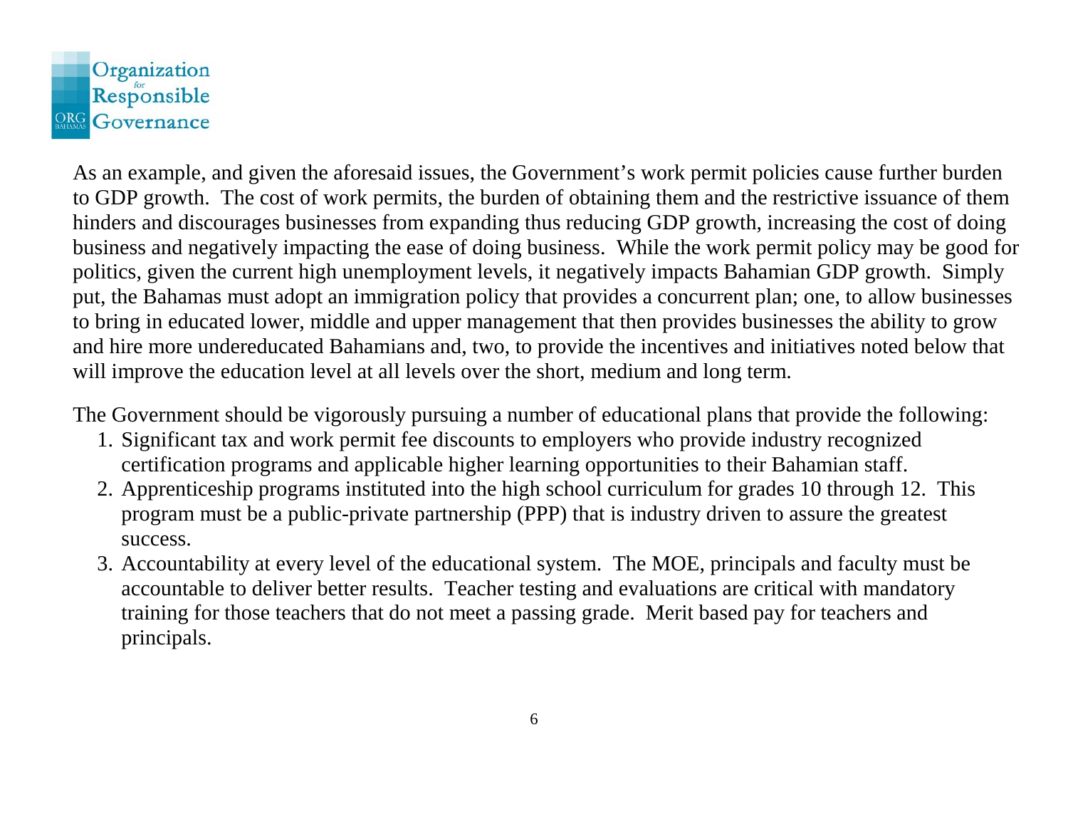As an example, and given the aforesaid issues, the Government's work permit policies cause further burden to GDP growth. The cost of work permits, the burden of obtaining them and the restrictive issuance of them hinders and discourages businesses from expanding thus reducing GDP growth, increasing the cost of doing business and negatively impacting the ease of doing business. While the work permit policy may be good for politics, given the current high unemployment levels, it negatively impacts Bahamian GDP growth. Simply put, the Bahamas must adopt an immigration policy that provides a concurrent plan; one, to allow businesses to bring in educated lower, middle and upper management that then provides businesses the ability to grow and hire more undereducated Bahamians and, two, to provide the incentives and initiatives noted below that will improve the education level at all levels over the short, medium and long term.

The Government should be vigorously pursuing a number of educational plans that provide the following:

1. Significant tax and work permit fee discounts to employers who provide industry recognized certification programs and applicable higher learning opportunities to their Bahamian staff.
2. Apprenticeship programs instituted into the high school curriculum for grades 10 through 12. This program must be a public-private partnership (PPP) that is industry driven to assure the greatest success.
3. Accountability at every level of the educational system. The MOE, principals and faculty must be accountable to deliver better results. Teacher testing and evaluations are critical with mandatory training for those teachers that do not meet a passing grade. Merit based pay for teachers and principals.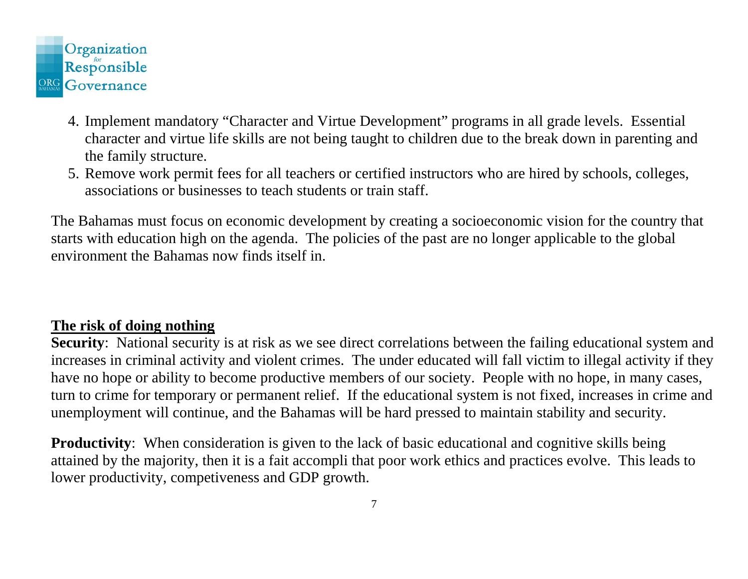4. Implement mandatory "Character and Virtue Development" programs in all grade levels. Essential character and virtue life skills are not being taught to children due to the break down in parenting and the family structure.
5. Remove work permit fees for all teachers or certified instructors who are hired by schools, colleges, associations or businesses to teach students or train staff.

The Bahamas must focus on economic development by creating a socioeconomic vision for the country that starts with education high on the agenda. The policies of the past are no longer applicable to the global environment the Bahamas now finds itself in.

## The risk of doing nothing

**Security**: National security is at risk as we see direct correlations between the failing educational system and increases in criminal activity and violent crimes. The under educated will fall victim to illegal activity if they have no hope or ability to become productive members of our society. People with no hope, in many cases, turn to crime for temporary or permanent relief. If the educational system is not fixed, increases in crime and unemployment will continue, and the Bahamas will be hard pressed to maintain stability and security.

**Productivity**: When consideration is given to the lack of basic educational and cognitive skills being attained by the majority, then it is a fait accompli that poor work ethics and practices evolve. This leads to lower productivity, competiveness and GDP growth.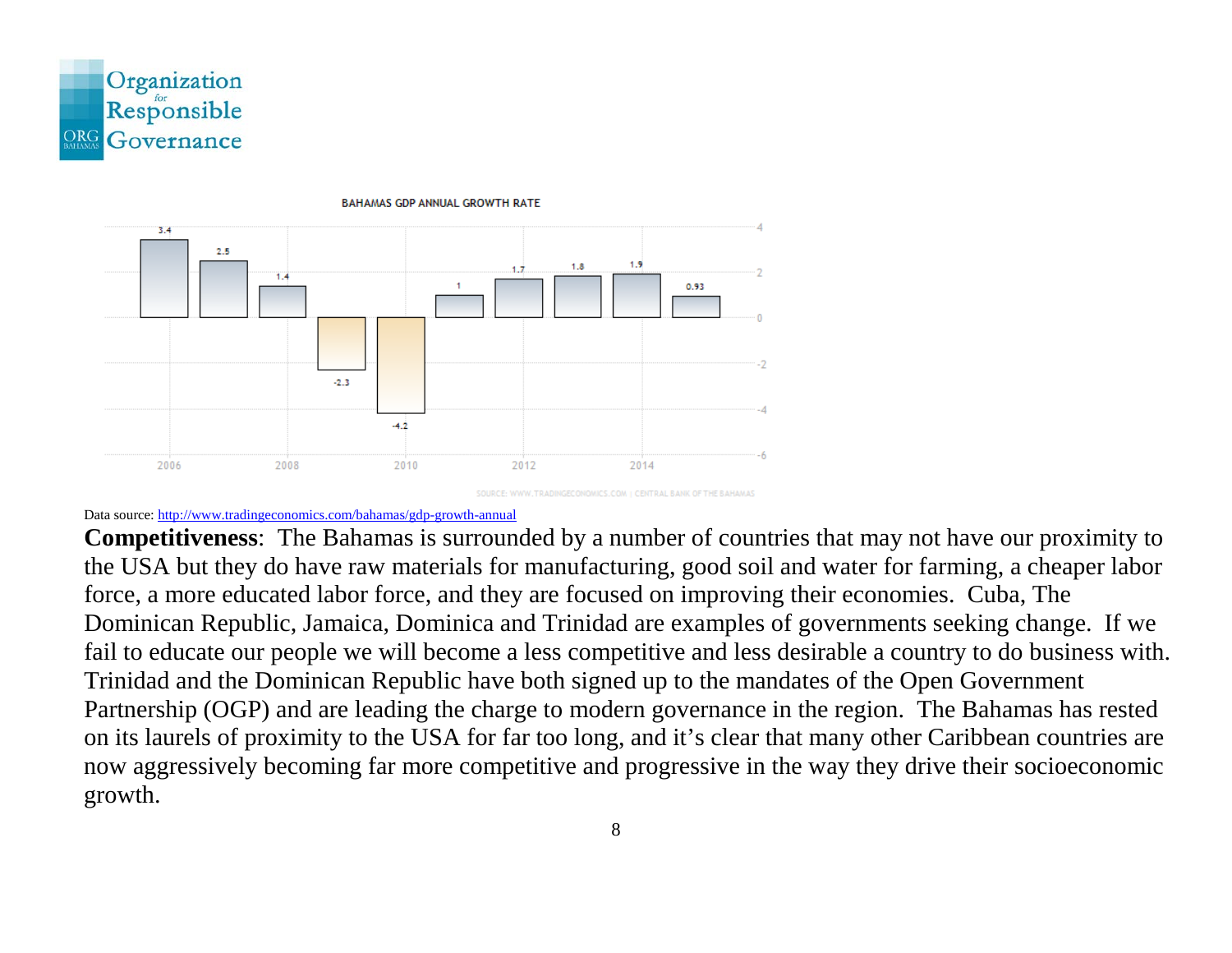BAHAMAS GDP ANNUAL GROWTH RATE

SOURCE: WWW.TRADINGECONOMICS.COM | CENTRAL BANK OF THE BAHAMAS

Data source: http://www.tradingeconomics.com/bahamas/gdp-growth-annual

**Competitiveness**: The Bahamas is surrounded by a number of countries that may not have our proximity to the USA but they do have raw materials for manufacturing, good soil and water for farming, a cheaper labor force, a more educated labor force, and they are focused on improving their economies. Cuba, The Dominican Republic, Jamaica, Dominica and Trinidad are examples of governments seeking change. If we fail to educate our people we will become a less competitive and less desirable a country to do business with. Trinidad and the Dominican Republic have both signed up to the mandates of the Open Government Partnership (OGP) and are leading the charge to modern governance in the region. The Bahamas has rested on its laurels of proximity to the USA for far too long, and it's clear that many other Caribbean countries are now aggressively becoming far more competitive and progressive in the way they drive their socioeconomic growth.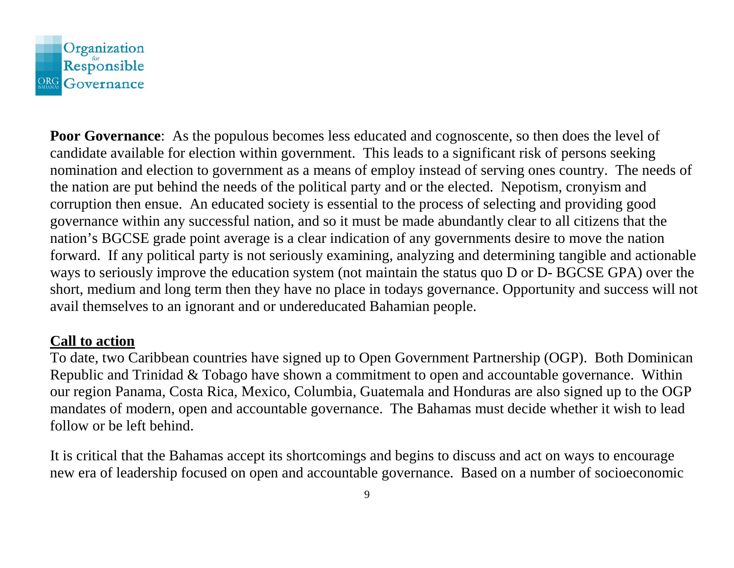**Poor Governance**: As the populous becomes less educated and cognoscente, so then does the level of candidate available for election within government. This leads to a significant risk of persons seeking nomination and election to government as a means of employ instead of serving ones country. The needs of the nation are put behind the needs of the political party and or the elected. Nepotism, cronyism and corruption then ensue. An educated society is essential to the process of selecting and providing good governance within any successful nation, and so it must be made abundantly clear to all citizens that the nation's BGCSE grade point average is a clear indication of any governments desire to move the nation forward. If any political party is not seriously examining, analyzing and determining tangible and actionable ways to seriously improve the education system (not maintain the status quo D or D- BGCSE GPA) over the short, medium and long term then they have no place in todays governance. Opportunity and success will not avail themselves to an ignorant and or undereducated Bahamian people.

**<u>Call to action</u>**

To date, two Caribbean countries have signed up to Open Government Partnership (OGP). Both Dominican Republic and Trinidad & Tobago have shown a commitment to open and accountable governance. Within our region Panama, Costa Rica, Mexico, Columbia, Guatemala and Honduras are also signed up to the OGP mandates of modern, open and accountable governance. The Bahamas must decide whether it wish to lead follow or be left behind.

It is critical that the Bahamas accept its shortcomings and begins to discuss and act on ways to encourage new era of leadership focused on open and accountable governance. Based on a number of socioeconomic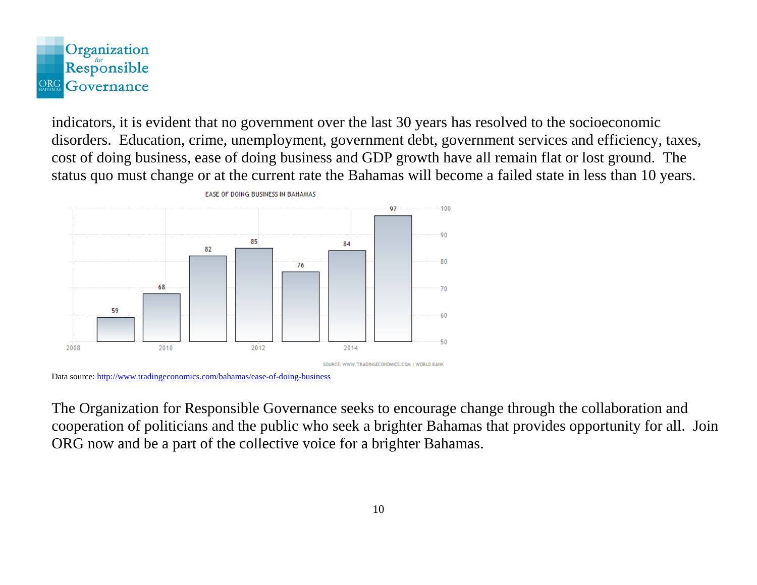indicators, it is evident that no government over the last 30 years has resolved to the socioeconomic disorders. Education, crime, unemployment, government debt, government services and efficiency, taxes, cost of doing business, ease of doing business and GDP growth have all remain flat or lost ground. The status quo must change or at the current rate the Bahamas will become a failed state in less than 10 years.

EASE OF DOING BUSINESS IN BAHAMAS

59
68
82
85
76
84
97

100
90
80
70
60
50

2008
2010
2012
2014

SOURCE: WWW.TRADINGECONOMICS.COM | WORLD BANK

Data source: http://www.tradingeconomics.com/bahamas/ease-of-doing-business

The Organization for Responsible Governance seeks to encourage change through the collaboration and cooperation of politicians and the public who seek a brighter Bahamas that provides opportunity for all. Join ORG now and be a part of the collective voice for a brighter Bahamas.